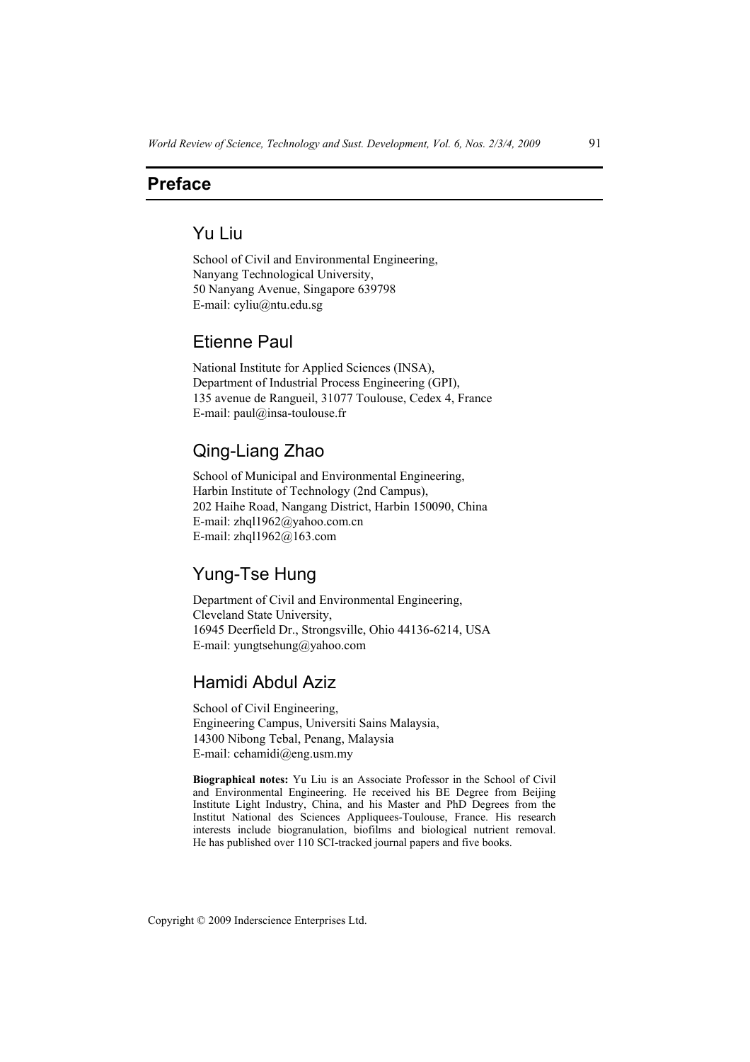# Preface

## Yu Liu

School of Civil and Environmental Engineering,
Nanyang Technological University,
50 Nanyang Avenue, Singapore 639798
E-mail: cyliu@ntu.edu.sg

## Etienne Paul

National Institute for Applied Sciences (INSA),
Department of Industrial Process Engineering (GPI),
135 avenue de Rangueil, 31077 Toulouse, Cedex 4, France
E-mail: paul@insa-toulouse.fr

## Qing-Liang Zhao

School of Municipal and Environmental Engineering,
Harbin Institute of Technology (2nd Campus),
202 Haihe Road, Nangang District, Harbin 150090, China
E-mail: zhql1962@yahoo.com.cn
E-mail: zhql1962@163.com

## Yung-Tse Hung

Department of Civil and Environmental Engineering,
Cleveland State University,
16945 Deerfield Dr., Strongsville, Ohio 44136-6214, USA
E-mail: yungtsehung@yahoo.com

## Hamidi Abdul Aziz

School of Civil Engineering,
Engineering Campus, Universiti Sains Malaysia,
14300 Nibong Tebal, Penang, Malaysia
E-mail: cehamidi@eng.usm.my

**Biographical notes:** Yu Liu is an Associate Professor in the School of Civil and Environmental Engineering. He received his BE Degree from Beijing Institute Light Industry, China, and his Master and PhD Degrees from the Institut National des Sciences Appliquees-Toulouse, France. His research interests include biogranulation, biofilms and biological nutrient removal. He has published over 110 SCI-tracked journal papers and five books.

Copyright © 2009 Inderscience Enterprises Ltd.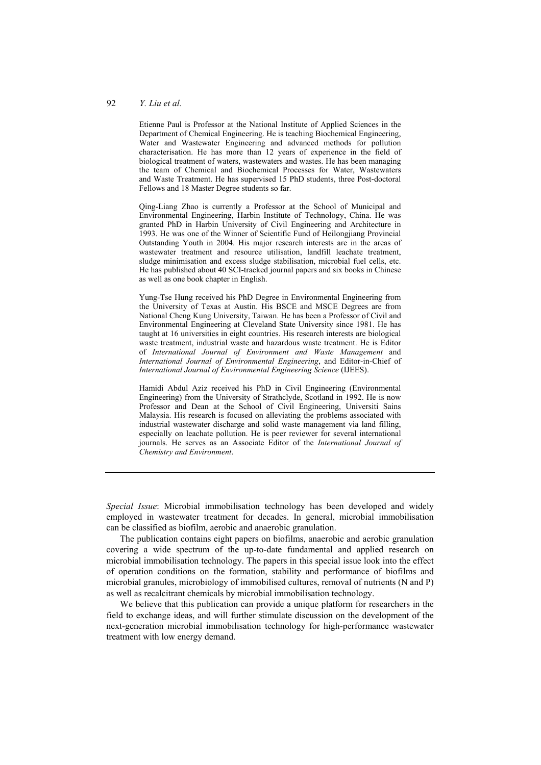Etienne Paul is Professor at the National Institute of Applied Sciences in the Department of Chemical Engineering. He is teaching Biochemical Engineering, Water and Wastewater Engineering and advanced methods for pollution characterisation. He has more than 12 years of experience in the field of biological treatment of waters, wastewaters and wastes. He has been managing the team of Chemical and Biochemical Processes for Water, Wastewaters and Waste Treatment. He has supervised 15 PhD students, three Post-doctoral Fellows and 18 Master Degree students so far.

Qing-Liang Zhao is currently a Professor at the School of Municipal and Environmental Engineering, Harbin Institute of Technology, China. He was granted PhD in Harbin University of Civil Engineering and Architecture in 1993. He was one of the Winner of Scientific Fund of Heilongjiang Provincial Outstanding Youth in 2004. His major research interests are in the areas of wastewater treatment and resource utilisation, landfill leachate treatment, sludge minimisation and excess sludge stabilisation, microbial fuel cells, etc. He has published about 40 SCI-tracked journal papers and six books in Chinese as well as one book chapter in English.

Yung-Tse Hung received his PhD Degree in Environmental Engineering from the University of Texas at Austin. His BSCE and MSCE Degrees are from National Cheng Kung University, Taiwan. He has been a Professor of Civil and Environmental Engineering at Cleveland State University since 1981. He has taught at 16 universities in eight countries. His research interests are biological waste treatment, industrial waste and hazardous waste treatment. He is Editor of *International Journal of Environment and Waste Management* and *International Journal of Environmental Engineering*, and Editor-in-Chief of *International Journal of Environmental Engineering Science* (IJEES).

Hamidi Abdul Aziz received his PhD in Civil Engineering (Environmental Engineering) from the University of Strathclyde, Scotland in 1992. He is now Professor and Dean at the School of Civil Engineering, Universiti Sains Malaysia. His research is focused on alleviating the problems associated with industrial wastewater discharge and solid waste management via land filling, especially on leachate pollution. He is peer reviewer for several international journals. He serves as an Associate Editor of the *International Journal of Chemistry and Environment*.

---

*Special Issue*: Microbial immobilisation technology has been developed and widely employed in wastewater treatment for decades. In general, microbial immobilisation can be classified as biofilm, aerobic and anaerobic granulation.

The publication contains eight papers on biofilms, anaerobic and aerobic granulation covering a wide spectrum of the up-to-date fundamental and applied research on microbial immobilisation technology. The papers in this special issue look into the effect of operation conditions on the formation, stability and performance of biofilms and microbial granules, microbiology of immobilised cultures, removal of nutrients (N and P) as well as recalcitrant chemicals by microbial immobilisation technology.

We believe that this publication can provide a unique platform for researchers in the field to exchange ideas, and will further stimulate discussion on the development of the next-generation microbial immobilisation technology for high-performance wastewater treatment with low energy demand.